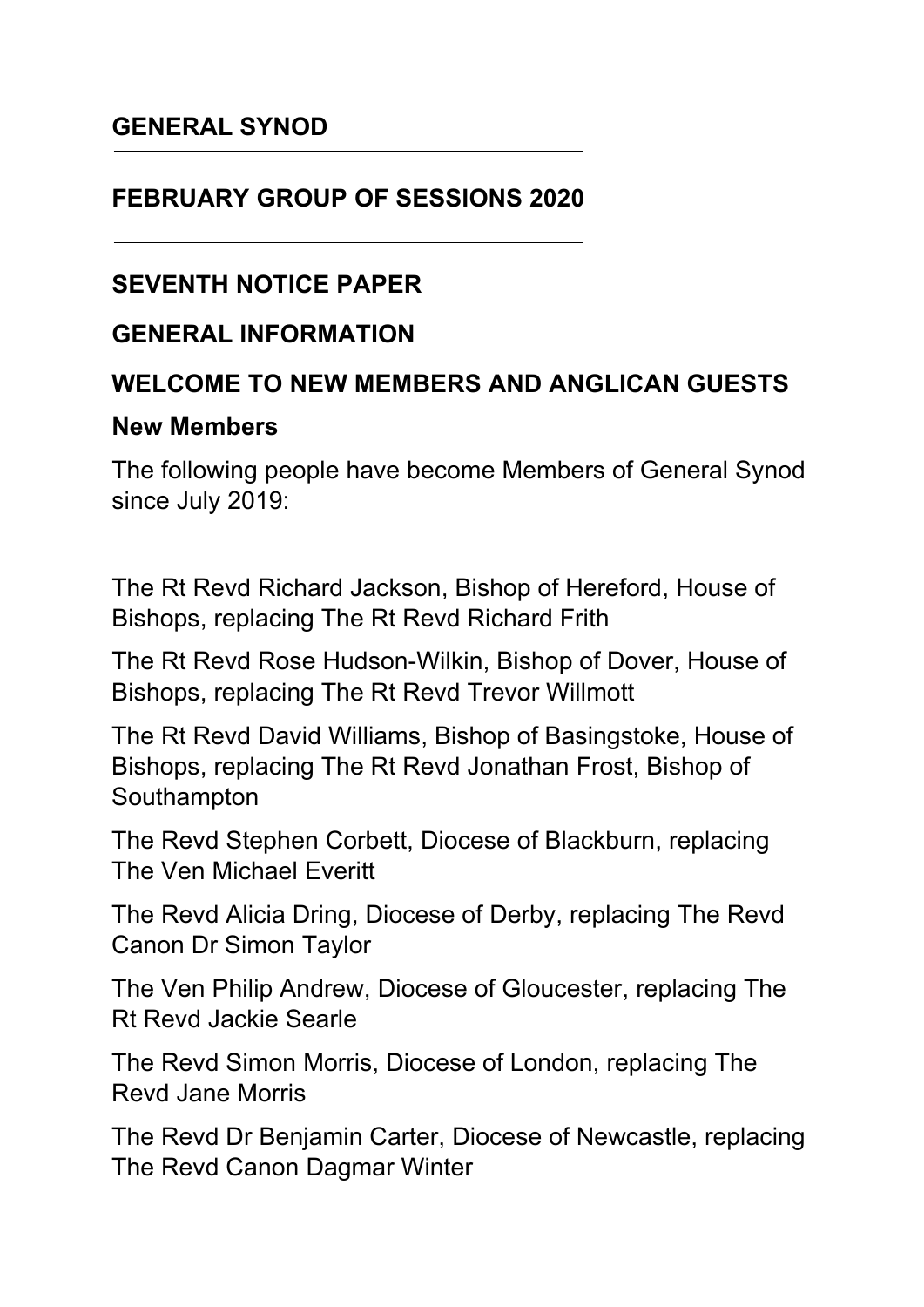# GENERAL SYNOD

## FEBRUARY GROUP OF SESSIONS 2020

## SEVENTH NOTICE PAPER

## GENERAL INFORMATION

## WELCOME TO NEW MEMBERS AND ANGLICAN GUESTS

### New Members

The following people have become Members of General Synod since July 2019:

The Rt Revd Richard Jackson, Bishop of Hereford, House of Bishops, replacing The Rt Revd Richard Frith

The Rt Revd Rose Hudson-Wilkin, Bishop of Dover, House of Bishops, replacing The Rt Revd Trevor Willmott

The Rt Revd David Williams, Bishop of Basingstoke, House of Bishops, replacing The Rt Revd Jonathan Frost, Bishop of Southampton

The Revd Stephen Corbett, Diocese of Blackburn, replacing The Ven Michael Everitt

The Revd Alicia Dring, Diocese of Derby, replacing The Revd Canon Dr Simon Taylor

The Ven Philip Andrew, Diocese of Gloucester, replacing The Rt Revd Jackie Searle

The Revd Simon Morris, Diocese of London, replacing The Revd Jane Morris

The Revd Dr Benjamin Carter, Diocese of Newcastle, replacing The Revd Canon Dagmar Winter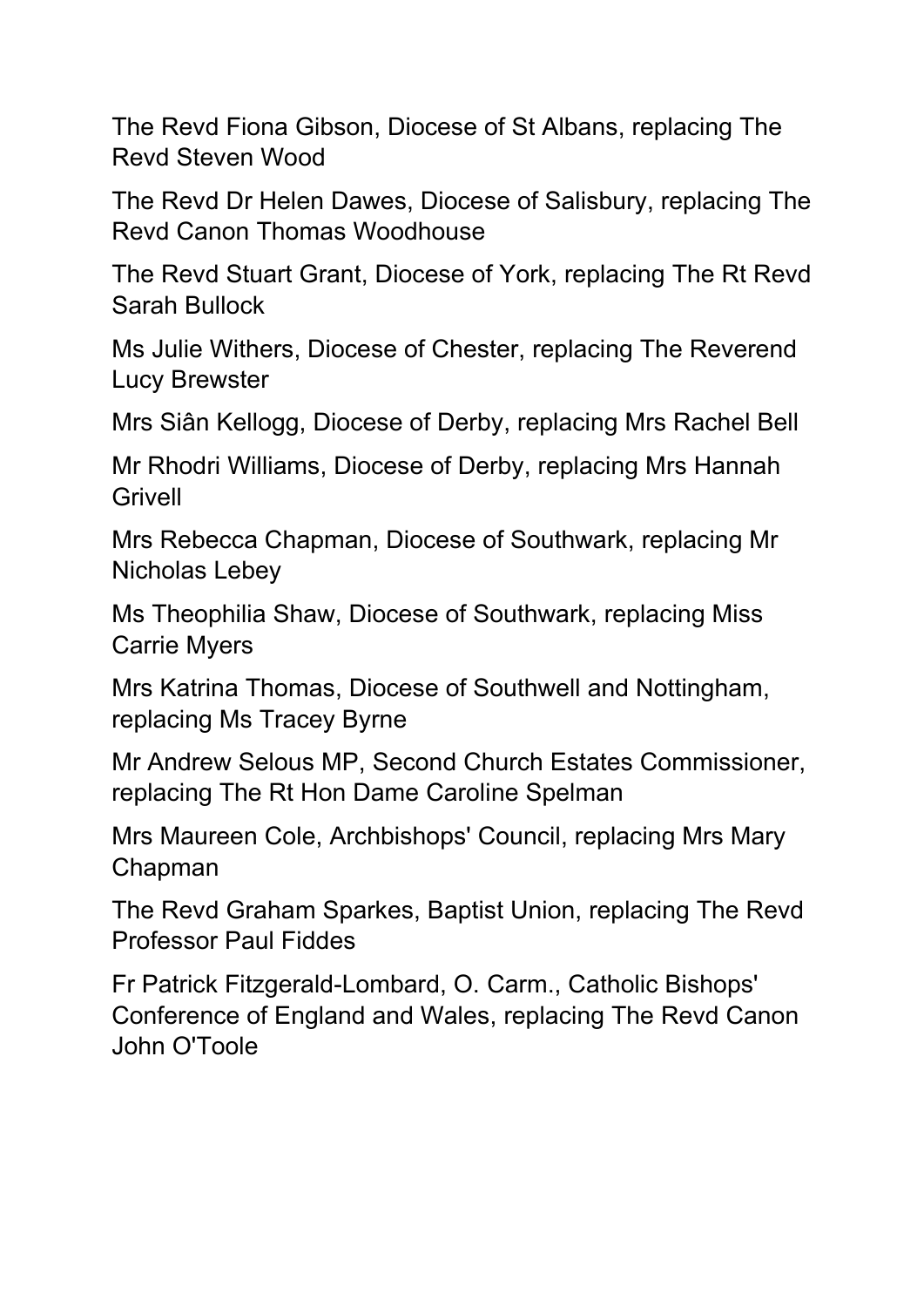The Revd Fiona Gibson, Diocese of St Albans, replacing The Revd Steven Wood

The Revd Dr Helen Dawes, Diocese of Salisbury, replacing The Revd Canon Thomas Woodhouse

The Revd Stuart Grant, Diocese of York, replacing The Rt Revd Sarah Bullock

Ms Julie Withers, Diocese of Chester, replacing The Reverend Lucy Brewster

Mrs Siân Kellogg, Diocese of Derby, replacing Mrs Rachel Bell

Mr Rhodri Williams, Diocese of Derby, replacing Mrs Hannah Grivell

Mrs Rebecca Chapman, Diocese of Southwark, replacing Mr Nicholas Lebey

Ms Theophilia Shaw, Diocese of Southwark, replacing Miss Carrie Myers

Mrs Katrina Thomas, Diocese of Southwell and Nottingham, replacing Ms Tracey Byrne

Mr Andrew Selous MP, Second Church Estates Commissioner, replacing The Rt Hon Dame Caroline Spelman

Mrs Maureen Cole, Archbishops' Council, replacing Mrs Mary Chapman

The Revd Graham Sparkes, Baptist Union, replacing The Revd Professor Paul Fiddes

Fr Patrick Fitzgerald-Lombard, O. Carm., Catholic Bishops' Conference of England and Wales, replacing The Revd Canon John O'Toole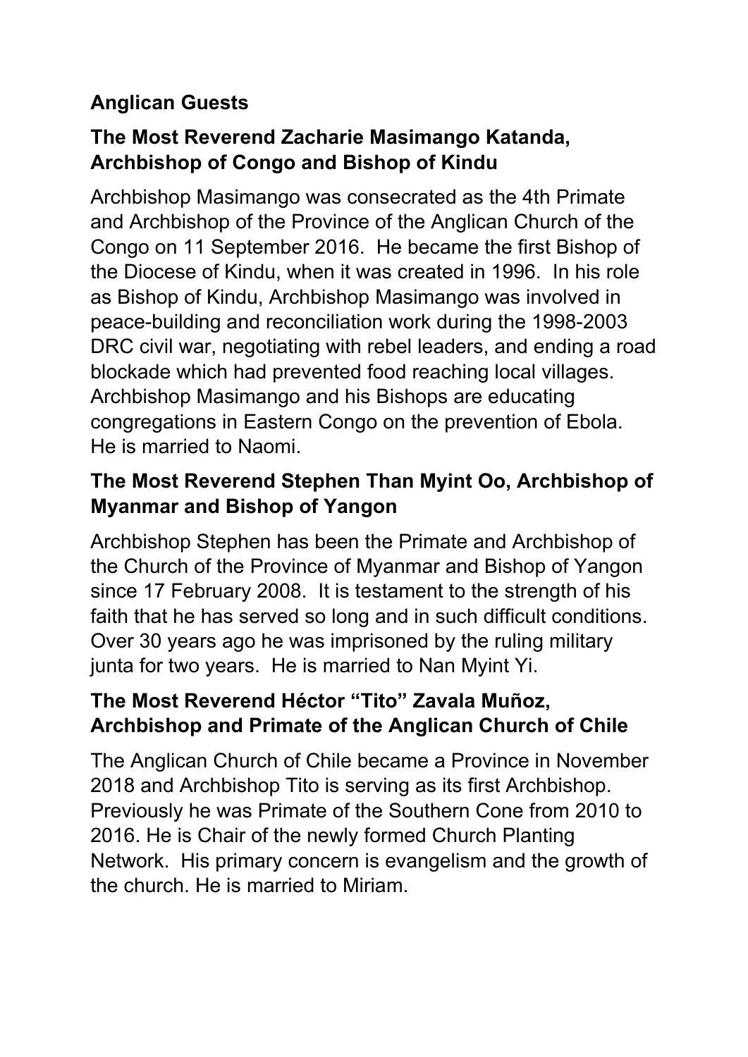## Anglican Guests

### The Most Reverend Zacharie Masimango Katanda, Archbishop of Congo and Bishop of Kindu

Archbishop Masimango was consecrated as the 4th Primate and Archbishop of the Province of the Anglican Church of the Congo on 11 September 2016. He became the first Bishop of the Diocese of Kindu, when it was created in 1996. In his role as Bishop of Kindu, Archbishop Masimango was involved in peace-building and reconciliation work during the 1998-2003 DRC civil war, negotiating with rebel leaders, and ending a road blockade which had prevented food reaching local villages. Archbishop Masimango and his Bishops are educating congregations in Eastern Congo on the prevention of Ebola. He is married to Naomi.

### The Most Reverend Stephen Than Myint Oo, Archbishop of Myanmar and Bishop of Yangon

Archbishop Stephen has been the Primate and Archbishop of the Church of the Province of Myanmar and Bishop of Yangon since 17 February 2008. It is testament to the strength of his faith that he has served so long and in such difficult conditions. Over 30 years ago he was imprisoned by the ruling military junta for two years. He is married to Nan Myint Yi.

### The Most Reverend Héctor "Tito" Zavala Muñoz, Archbishop and Primate of the Anglican Church of Chile

The Anglican Church of Chile became a Province in November 2018 and Archbishop Tito is serving as its first Archbishop. Previously he was Primate of the Southern Cone from 2010 to 2016. He is Chair of the newly formed Church Planting Network. His primary concern is evangelism and the growth of the church. He is married to Miriam.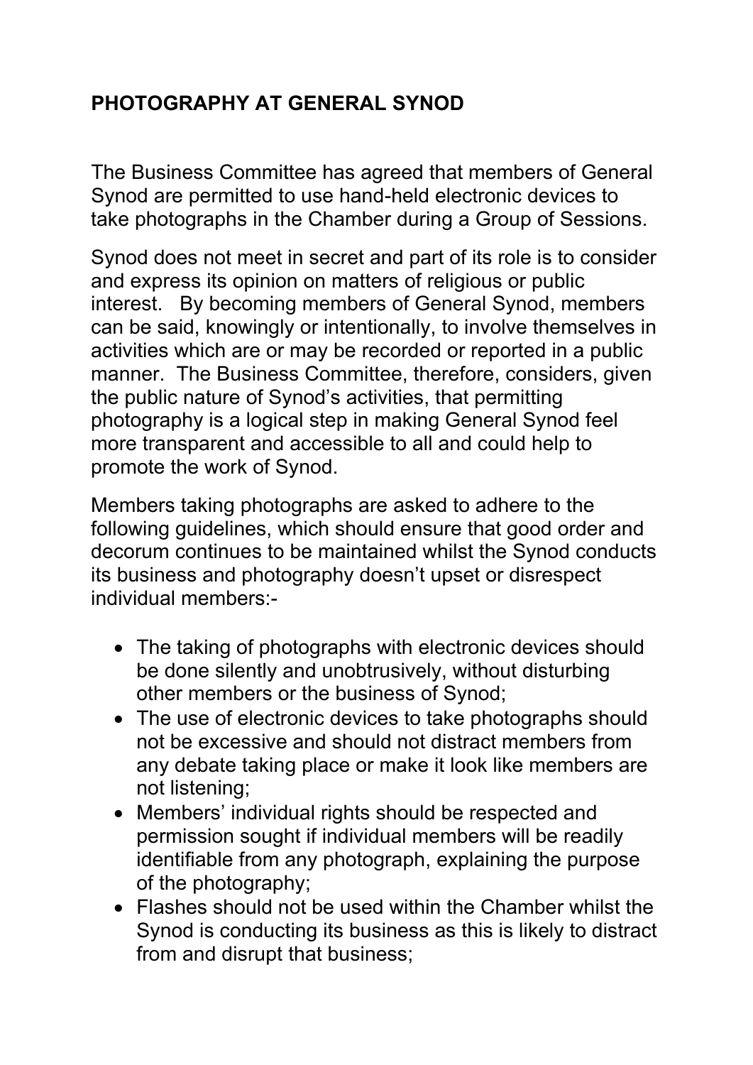# PHOTOGRAPHY AT GENERAL SYNOD

The Business Committee has agreed that members of General Synod are permitted to use hand-held electronic devices to take photographs in the Chamber during a Group of Sessions.

Synod does not meet in secret and part of its role is to consider and express its opinion on matters of religious or public interest. By becoming members of General Synod, members can be said, knowingly or intentionally, to involve themselves in activities which are or may be recorded or reported in a public manner. The Business Committee, therefore, considers, given the public nature of Synod's activities, that permitting photography is a logical step in making General Synod feel more transparent and accessible to all and could help to promote the work of Synod.

Members taking photographs are asked to adhere to the following guidelines, which should ensure that good order and decorum continues to be maintained whilst the Synod conducts its business and photography doesn't upset or disrespect individual members:-

- The taking of photographs with electronic devices should be done silently and unobtrusively, without disturbing other members or the business of Synod;
- The use of electronic devices to take photographs should not be excessive and should not distract members from any debate taking place or make it look like members are not listening;
- Members' individual rights should be respected and permission sought if individual members will be readily identifiable from any photograph, explaining the purpose of the photography;
- Flashes should not be used within the Chamber whilst the Synod is conducting its business as this is likely to distract from and disrupt that business;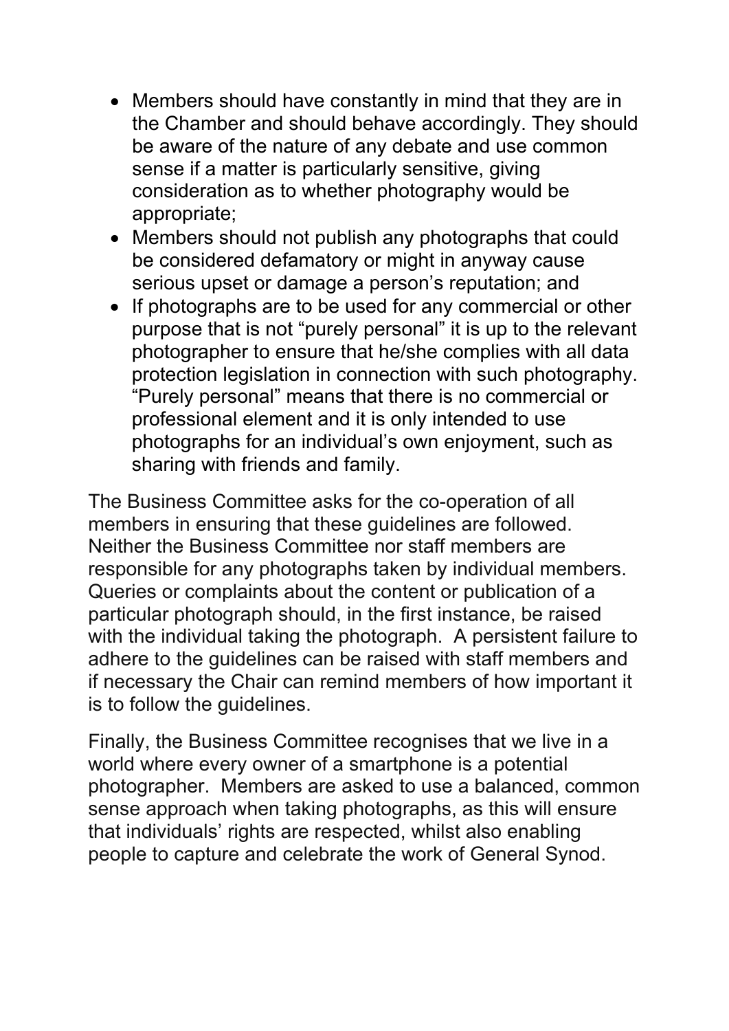- Members should have constantly in mind that they are in the Chamber and should behave accordingly. They should be aware of the nature of any debate and use common sense if a matter is particularly sensitive, giving consideration as to whether photography would be appropriate;
- Members should not publish any photographs that could be considered defamatory or might in anyway cause serious upset or damage a person's reputation; and
- If photographs are to be used for any commercial or other purpose that is not "purely personal" it is up to the relevant photographer to ensure that he/she complies with all data protection legislation in connection with such photography. "Purely personal" means that there is no commercial or professional element and it is only intended to use photographs for an individual's own enjoyment, such as sharing with friends and family.

The Business Committee asks for the co-operation of all members in ensuring that these guidelines are followed. Neither the Business Committee nor staff members are responsible for any photographs taken by individual members. Queries or complaints about the content or publication of a particular photograph should, in the first instance, be raised with the individual taking the photograph. A persistent failure to adhere to the guidelines can be raised with staff members and if necessary the Chair can remind members of how important it is to follow the guidelines.

Finally, the Business Committee recognises that we live in a world where every owner of a smartphone is a potential photographer. Members are asked to use a balanced, common sense approach when taking photographs, as this will ensure that individuals' rights are respected, whilst also enabling people to capture and celebrate the work of General Synod.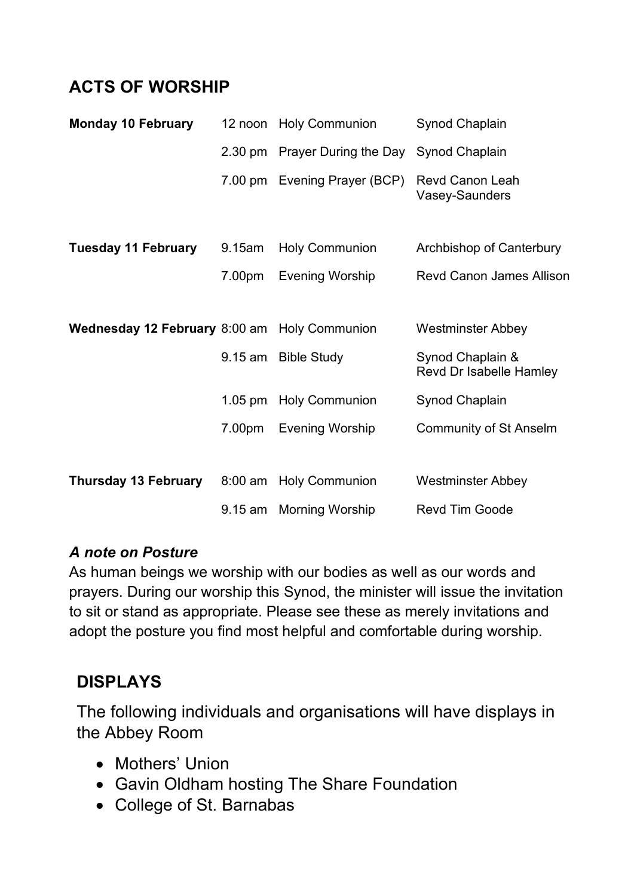## ACTS OF WORSHIP

| | | | |
|---|---|---|---|
| **Monday 10 February** | 12 noon | Holy Communion | Synod Chaplain |
| | 2.30 pm | Prayer During the Day | Synod Chaplain |
| | 7.00 pm | Evening Prayer (BCP) | Revd Canon Leah Vasey-Saunders |
| **Tuesday 11 February** | 9.15am | Holy Communion | Archbishop of Canterbury |
| | 7.00pm | Evening Worship | Revd Canon James Allison |
| **Wednesday 12 February** | 8:00 am | Holy Communion | Westminster Abbey |
| | 9.15 am | Bible Study | Synod Chaplain & Revd Dr Isabelle Hamley |
| | 1.05 pm | Holy Communion | Synod Chaplain |
| | 7.00pm | Evening Worship | Community of St Anselm |
| **Thursday 13 February** | 8:00 am | Holy Communion | Westminster Abbey |
| | 9.15 am | Morning Worship | Revd Tim Goode |

### *A note on Posture*

As human beings we worship with our bodies as well as our words and prayers. During our worship this Synod, the minister will issue the invitation to sit or stand as appropriate. Please see these as merely invitations and adopt the posture you find most helpful and comfortable during worship.

## DISPLAYS

The following individuals and organisations will have displays in the Abbey Room

- Mothers' Union
- Gavin Oldham hosting The Share Foundation
- College of St. Barnabas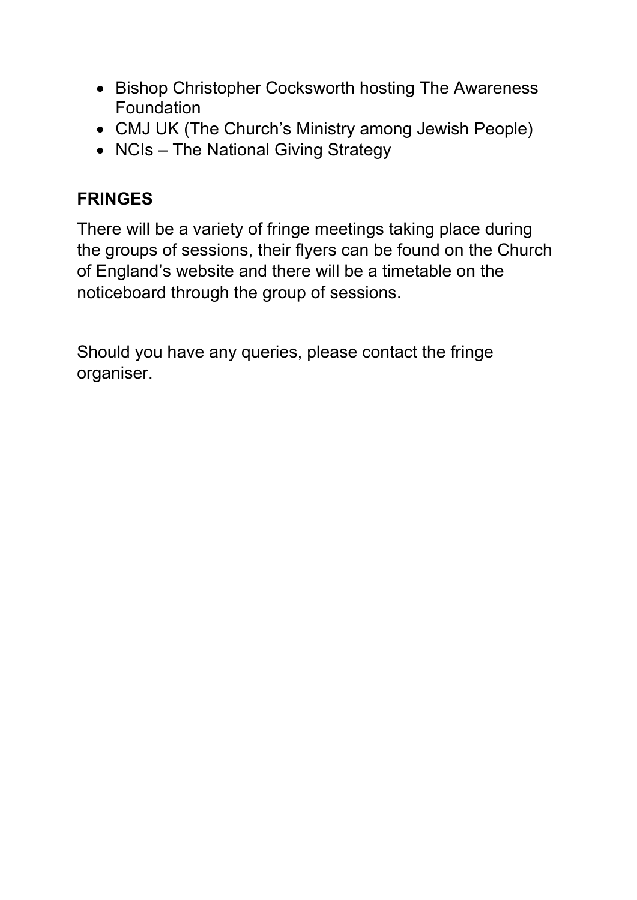- Bishop Christopher Cocksworth hosting The Awareness Foundation
- CMJ UK (The Church's Ministry among Jewish People)
- NCIs – The National Giving Strategy

## FRINGES

There will be a variety of fringe meetings taking place during the groups of sessions, their flyers can be found on the Church of England's website and there will be a timetable on the noticeboard through the group of sessions.

Should you have any queries, please contact the fringe organiser.